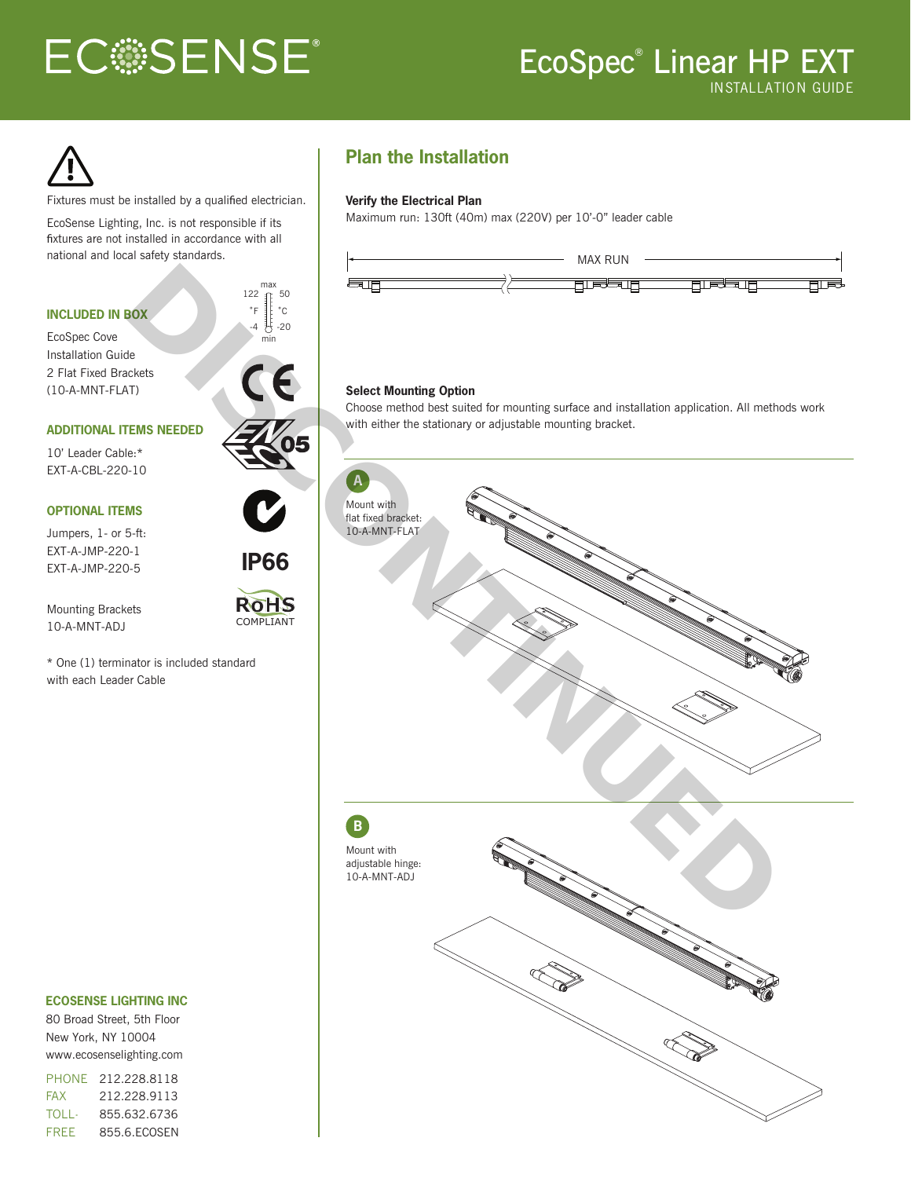# ECOSENSE®

# EcoSpec® Linear HP EXT

INSTALLATION GUIDE

DISCONTINUED

Fixtures must be installed by a qualified electrician.

EcoSense Lighting, Inc. is not responsible if its fixtures are not installed in accordance with all national and local safety standards.

max 122 °F 50 °C
min -4 °F -20 °C

### INCLUDED IN BOX

EcoSpec Cove
Installation Guide
2 Flat Fixed Brackets
(10-A-MNT-FLAT)

### ADDITIONAL ITEMS NEEDED

10' Leader Cable:*
EXT-A-CBL-220-10

### OPTIONAL ITEMS

Jumpers, 1- or 5-ft:
EXT-A-JMP-220-1
EXT-A-JMP-220-5

Mounting Brackets
10-A-MNT-ADJ

\* One (1) terminator is included standard with each Leader Cable

IP66

RoHS COMPLIANT

### ECOSENSE LIGHTING INC

80 Broad Street, 5th Floor
New York, NY 10004
www.ecosenselighting.com

PHONE 212.228.8118
FAX 212.228.9113
TOLL-FREE 855.632.6736
855.6.ECOSEN

## Plan the Installation

**Verify the Electrical Plan**

Maximum run: 130ft (40m) max (220V) per 10'-0" leader cable

MAX RUN

**Select Mounting Option**

Choose method best suited for mounting surface and installation application. All methods work with either the stationary or adjustable mounting bracket.

**A**

Mount with flat fixed bracket: 10-A-MNT-FLAT

**B**

Mount with adjustable hinge: 10-A-MNT-ADJ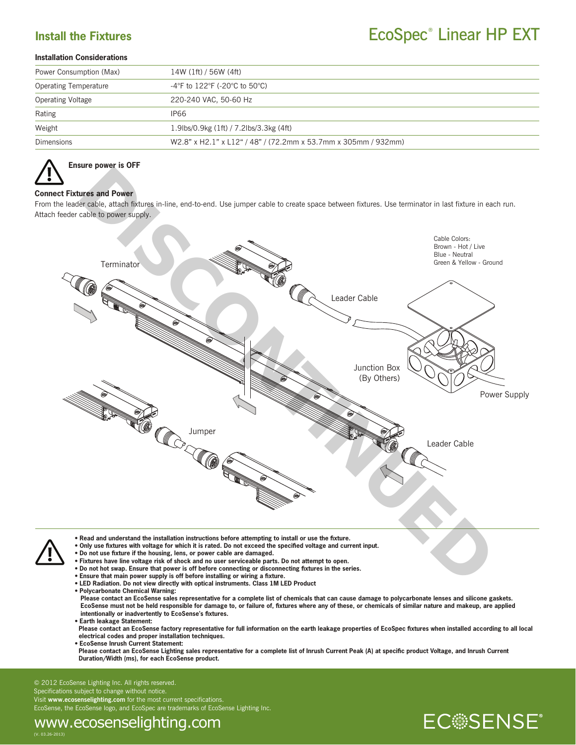## Install the Fixtures

# EcoSpec® Linear HP EXT

### Installation Considerations

| | |
|---|---|
| Power Consumption (Max) | 14W (1ft) / 56W (4ft) |
| Operating Temperature | -4°F to 122°F (-20°C to 50°C) |
| Operating Voltage | 220-240 VAC, 50-60 Hz |
| Rating | IP66 |
| Weight | 1.9lbs/0.9kg (1ft) / 7.2lbs/3.3kg (4ft) |
| Dimensions | W2.8" x H2.1" x L12" / 48" / (72.2mm x 53.7mm x 305mm / 932mm) |

**Ensure power is OFF**

DISCONTINUED

**Connect Fixtures and Power**

From the leader cable, attach fixtures in-line, end-to-end. Use jumper cable to create space between fixtures. Use terminator in last fixture in each run. Attach feeder cable to power supply.

Terminator

Leader Cable

Cable Colors:
Brown - Hot / Live
Blue - Neutral
Green & Yellow - Ground

Junction Box
(By Others)

Power Supply

Jumper

Leader Cable

- **Read and understand the installation instructions before attempting to install or use the fixture.**
- **Only use fixtures with voltage for which it is rated. Do not exceed the specified voltage and current input.**
- **Do not use fixture if the housing, lens, or power cable are damaged.**
- **Fixtures have line voltage risk of shock and no user serviceable parts. Do not attempt to open.**
- **Do not hot swap. Ensure that power is off before connecting or disconnecting fixtures in the series.**
- **Ensure that main power supply is off before installing or wiring a fixture.**
- **LED Radiation. Do not view directly with optical instruments. Class 1M LED Product**
- **Polycarbonate Chemical Warning:**
  **Please contact an EcoSense sales representative for a complete list of chemicals that can cause damage to polycarbonate lenses and silicone gaskets. EcoSense must not be held responsible for damage to, or failure of, fixtures where any of these, or chemicals of similar nature and makeup, are applied intentionally or inadvertently to EcoSense's fixtures.**
- **Earth leakage Statement:**
  **Please contact an EcoSense factory representative for full information on the earth leakage properties of EcoSpec fixtures when installed according to all local electrical codes and proper installation techniques.**
- **EcoSense Inrush Current Statement:**
  **Please contact an EcoSense Lighting sales representative for a complete list of Inrush Current Peak (A) at specific product Voltage, and Inrush Current Duration/Width (ms), for each EcoSense product.**

© 2012 EcoSense Lighting Inc. All rights reserved.
Specifications subject to change without notice.
Visit **www.ecosenselighting.com** for the most current specifications.
EcoSense, the EcoSense logo, and EcoSpec are trademarks of EcoSense Lighting Inc.

www.ecosenselighting.com

(V. 03.26-2013)

ECOSENSE®